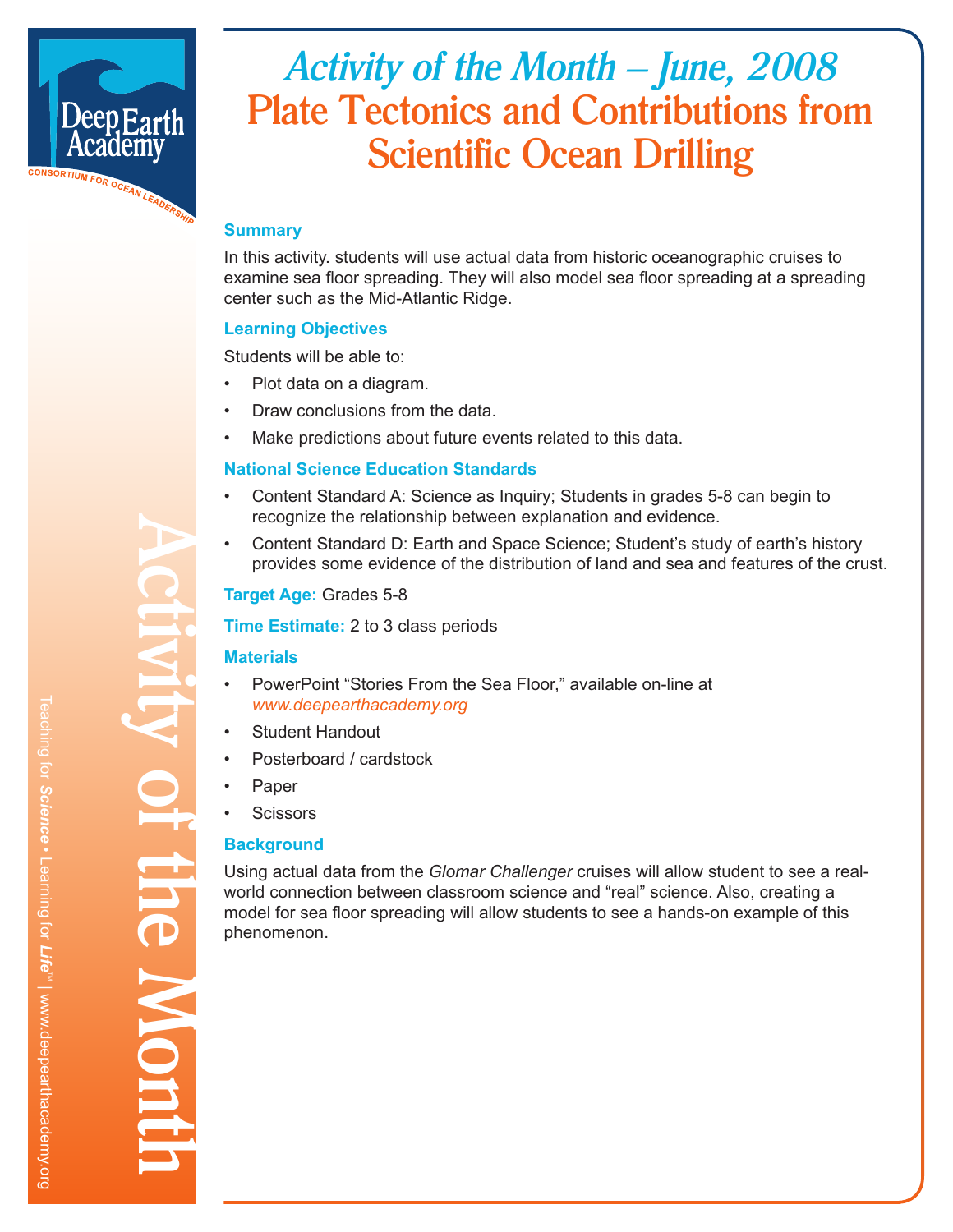# Activity of the Month – June, 2008

## Plate Tectonics and Contributions from Scientific Ocean Drilling

### Summary

In this activity. students will use actual data from historic oceanographic cruises to examine sea floor spreading. They will also model sea floor spreading at a spreading center such as the Mid-Atlantic Ridge.

### Learning Objectives

Students will be able to:

- Plot data on a diagram.
- Draw conclusions from the data.
- Make predictions about future events related to this data.

### National Science Education Standards

- Content Standard A: Science as Inquiry; Students in grades 5-8 can begin to recognize the relationship between explanation and evidence.
- Content Standard D: Earth and Space Science; Student's study of earth's history provides some evidence of the distribution of land and sea and features of the crust.

**Target Age:** Grades 5-8

**Time Estimate:** 2 to 3 class periods

### Materials

- PowerPoint "Stories From the Sea Floor," available on-line at *www.deepearthacademy.org*
- Student Handout
- Posterboard / cardstock
- Paper
- Scissors

### Background

Using actual data from the *Glomar Challenger* cruises will allow student to see a real-world connection between classroom science and "real" science. Also, creating a model for sea floor spreading will allow students to see a hands-on example of this phenomenon.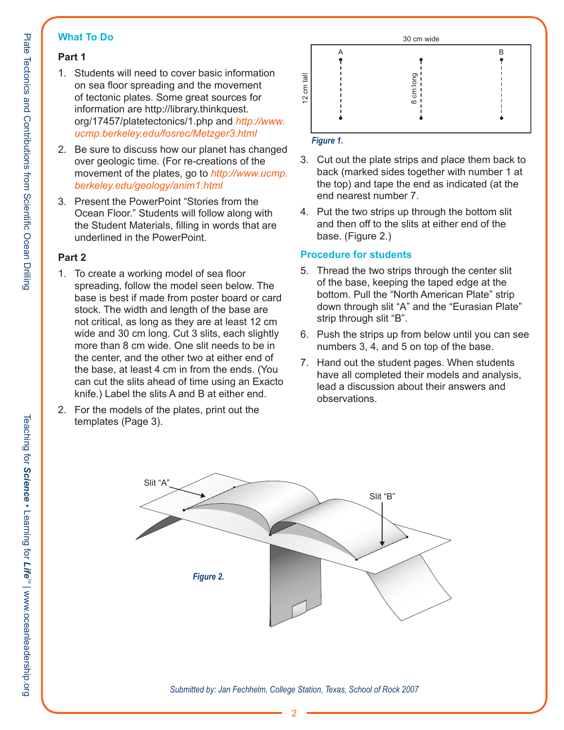## What To Do

### Part 1

1. Students will need to cover basic information on sea floor spreading and the movement of tectonic plates. Some great sources for information are http://library.thinkquest.org/17457/platetectonics/1.php and *http://www.ucmp.berkeley.edu/fosrec/Metzger3.html*
2. Be sure to discuss how our planet has changed over geologic time. (For re-creations of the movement of the plates, go to *http://www.ucmp.berkeley.edu/geology/anim1.html*
3. Present the PowerPoint “Stories from the Ocean Floor.” Students will follow along with the Student Materials, filling in words that are underlined in the PowerPoint.

### Part 2

1. To create a working model of sea floor spreading, follow the model seen below. The base is best if made from poster board or card stock. The width and length of the base are not critical, as long as they are at least 12 cm wide and 30 cm long. Cut 3 slits, each slightly more than 8 cm wide. One slit needs to be in the center, and the other two at either end of the base, at least 4 cm in from the ends. (You can cut the slits ahead of time using an Exacto knife.) Label the slits A and B at either end.
2. For the models of the plates, print out the templates (Page 3).

30 cm wide

A B

12 cm tall

8 cm long

*Figure 1.*

3. Cut out the plate strips and place them back to back (marked sides together with number 1 at the top) and tape the end as indicated (at the end nearest number 7.
4. Put the two strips up through the bottom slit and then off to the slits at either end of the base. (Figure 2.)

## Procedure for students

5. Thread the two strips through the center slit of the base, keeping the taped edge at the bottom. Pull the “North American Plate” strip down through slit “A” and the “Eurasian Plate” strip through slit “B”.
6. Push the strips up from below until you can see numbers 3, 4, and 5 on top of the base.
7. Hand out the student pages. When students have all completed their models and analysis, lead a discussion about their answers and observations.

Slit “A”

Slit “B”

*Figure 2.*

*Submitted by: Jan Fechhelm, College Station, Texas, School of Rock 2007*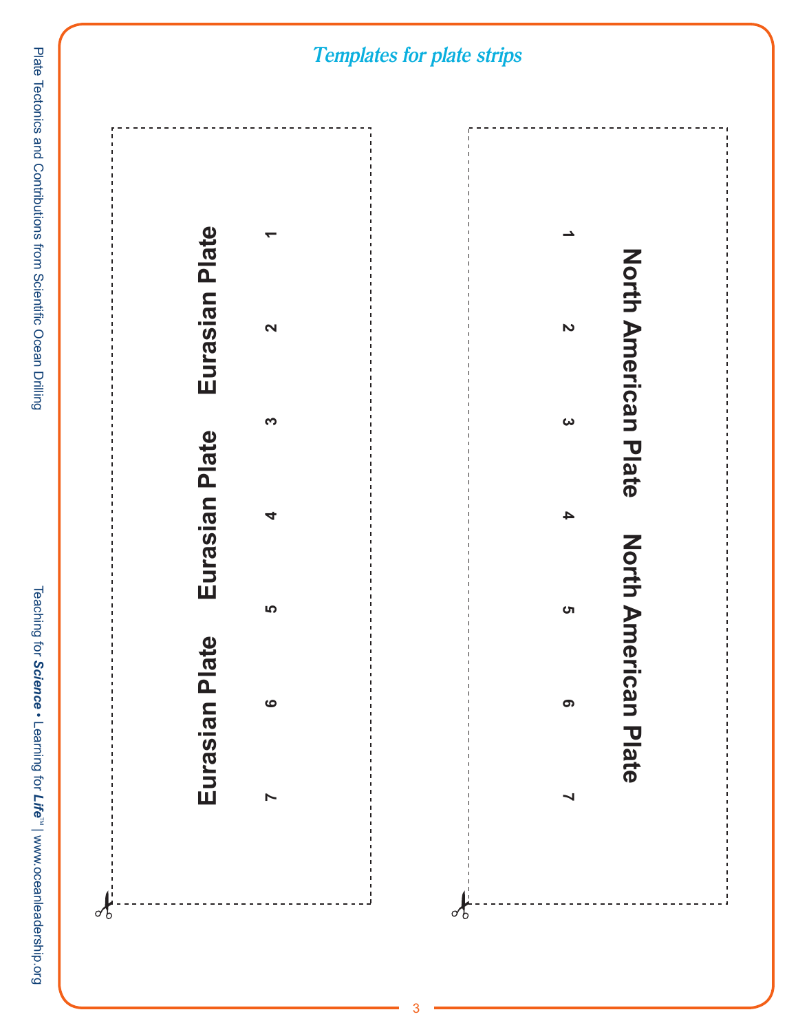## *Templates for plate strips*

North American Plate North American Plate

1 2 3 4 5 6 7

Eurasian Plate Eurasian Plate Eurasian Plate Eurasian Plate

1 2 3 4 5 6 7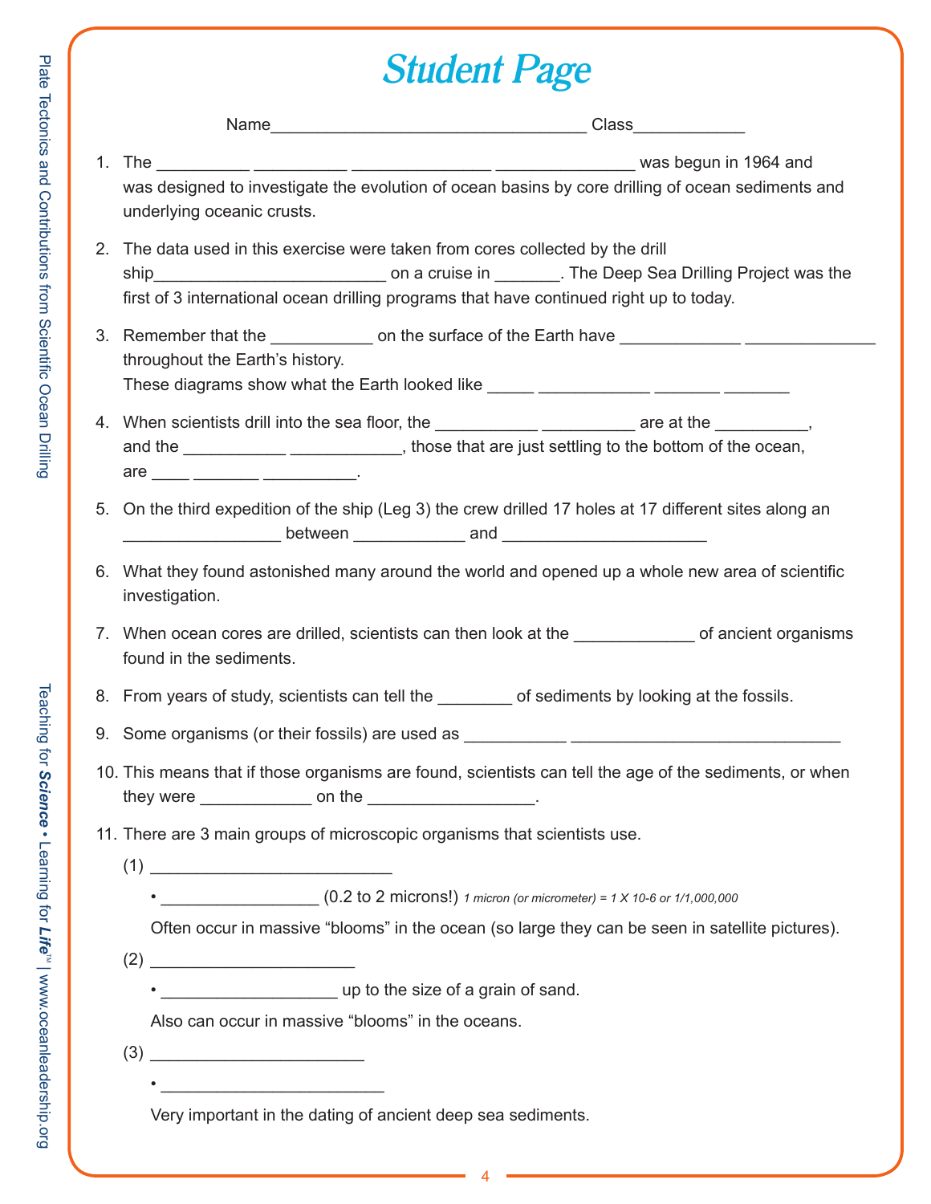# Student Page

Name__________________________________ Class____________

1. The __________ __________ _______________ _______________ was begun in 1964 and was designed to investigate the evolution of ocean basins by core drilling of ocean sediments and underlying oceanic crusts.

2. The data used in this exercise were taken from cores collected by the drill ship_________________________ on a cruise in _______. The Deep Sea Drilling Project was the first of 3 international ocean drilling programs that have continued right up to today.

3. Remember that the ___________ on the surface of the Earth have _____________ ______________ throughout the Earth's history.
   These diagrams show what the Earth looked like _____ ____________ _______ _______

4. When scientists drill into the sea floor, the ___________ __________ are at the __________, and the ___________ ____________, those that are just settling to the bottom of the ocean, are ____ _______ __________.

5. On the third expedition of the ship (Leg 3) the crew drilled 17 holes at 17 different sites along an _________________ between ____________ and ______________________

6. What they found astonished many around the world and opened up a whole new area of scientific investigation.

7. When ocean cores are drilled, scientists can then look at the _____________ of ancient organisms found in the sediments.

8. From years of study, scientists can tell the ________ of sediments by looking at the fossils.

9. Some organisms (or their fossils) are used as ___________ _____________________________

10. This means that if those organisms are found, scientists can tell the age of the sediments, or when they were ____________ on the _________________.

11. There are 3 main groups of microscopic organisms that scientists use.

    (1) __________________________

    • _________________ (0.2 to 2 microns!) *1 micron (or micrometer) = 1 X 10-6 or 1/1,000,000*

    Often occur in massive "blooms" in the ocean (so large they can be seen in satellite pictures).

    (2) ______________________

    • ___________________ up to the size of a grain of sand.

    Also can occur in massive "blooms" in the oceans.

    (3) _______________________

    • ________________________

    Very important in the dating of ancient deep sea sediments.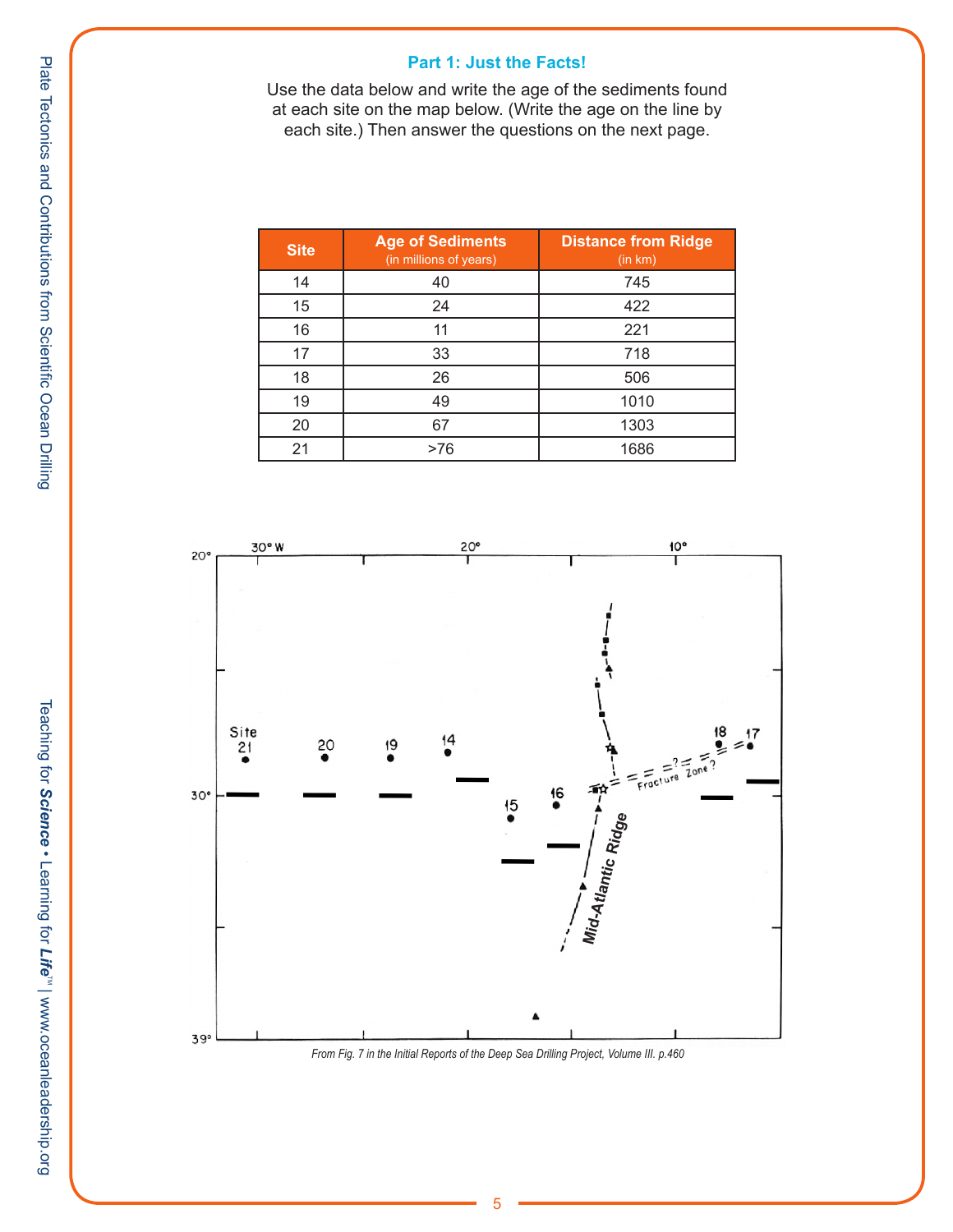### Part 1: Just the Facts!

Use the data below and write the age of the sediments found at each site on the map below. (Write the age on the line by each site.) Then answer the questions on the next page.

| Site | Age of Sediments (in millions of years) | Distance from Ridge (in km) |
|---|---|---|
| 14 | 40 | 745 |
| 15 | 24 | 422 |
| 16 | 11 | 221 |
| 17 | 33 | 718 |
| 18 | 26 | 506 |
| 19 | 49 | 1010 |
| 20 | 67 | 1303 |
| 21 | >76 | 1686 |

*From Fig. 7 in the Initial Reports of the Deep Sea Drilling Project, Volume III. p.460*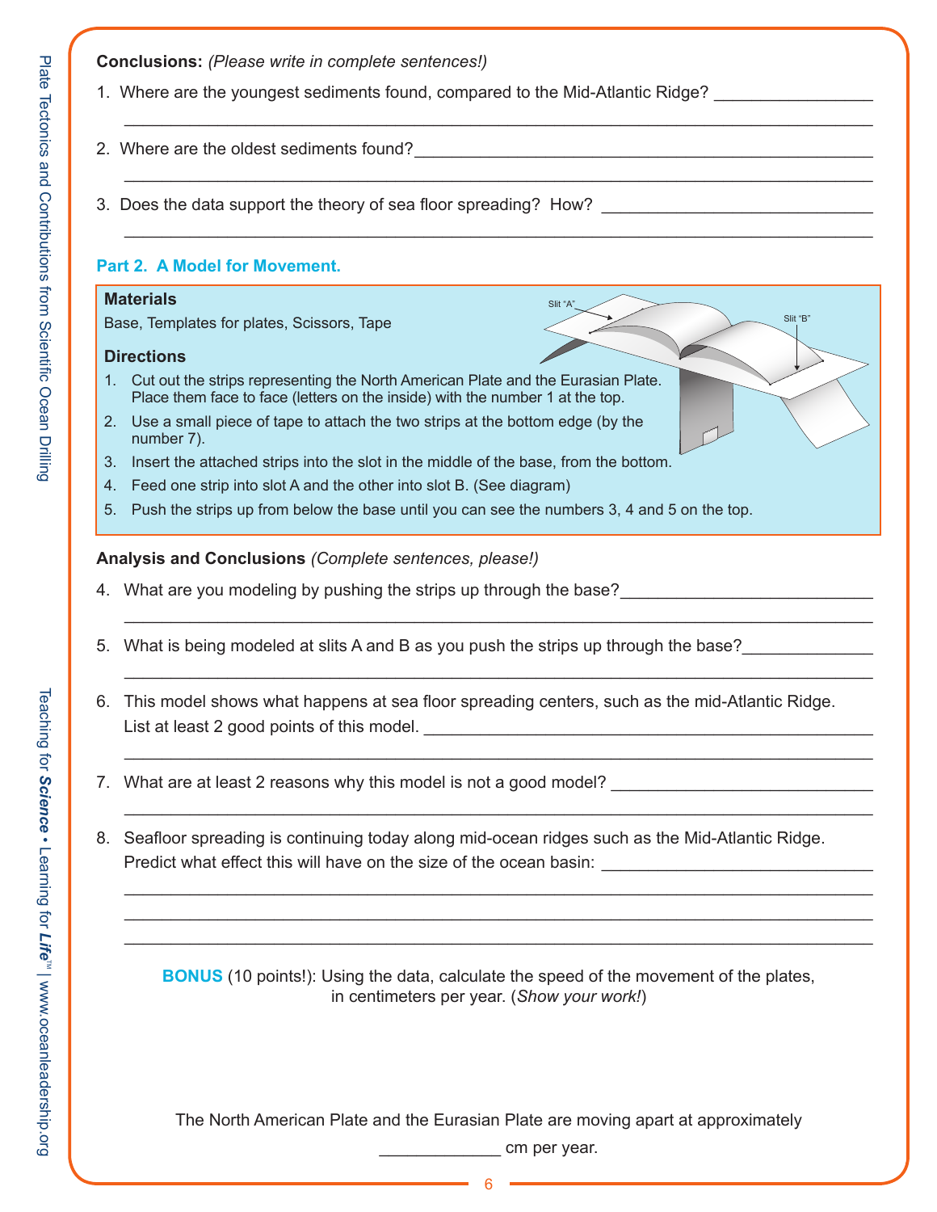**Conclusions:** *(Please write in complete sentences!)*

1. Where are the youngest sediments found, compared to the Mid-Atlantic Ridge? _______________________________________________

   _______________________________________________________________________________

2. Where are the oldest sediments found?_______________________________________________

   _______________________________________________________________________________

3. Does the data support the theory of sea floor spreading? How? _______________________________

   _______________________________________________________________________________

## Part 2. A Model for Movement.

### Materials

Base, Templates for plates, Scissors, Tape

### Directions

1. Cut out the strips representing the North American Plate and the Eurasian Plate. Place them face to face (letters on the inside) with the number 1 at the top.
2. Use a small piece of tape to attach the two strips at the bottom edge (by the number 7).
3. Insert the attached strips into the slot in the middle of the base, from the bottom.
4. Feed one strip into slot A and the other into slot B. (See diagram)
5. Push the strips up from below the base until you can see the numbers 3, 4 and 5 on the top.

Slit "A"

Slit "B"

**Analysis and Conclusions** *(Complete sentences, please!)*

4. What are you modeling by pushing the strips up through the base?___________________________

   _______________________________________________________________________________

5. What is being modeled at slits A and B as you push the strips up through the base?_____________

   _______________________________________________________________________________

6. This model shows what happens at sea floor spreading centers, such as the mid-Atlantic Ridge. List at least 2 good points of this model. _______________________________________________

   _______________________________________________________________________________

7. What are at least 2 reasons why this model is not a good model? ___________________________

   _______________________________________________________________________________

8. Seafloor spreading is continuing today along mid-ocean ridges such as the Mid-Atlantic Ridge. Predict what effect this will have on the size of the ocean basin: _____________________________

   _______________________________________________________________________________

   _______________________________________________________________________________

   _______________________________________________________________________________

**BONUS** (10 points!): Using the data, calculate the speed of the movement of the plates, in centimeters per year. (*Show your work!*)

The North American Plate and the Eurasian Plate are moving apart at approximately _____________ cm per year.